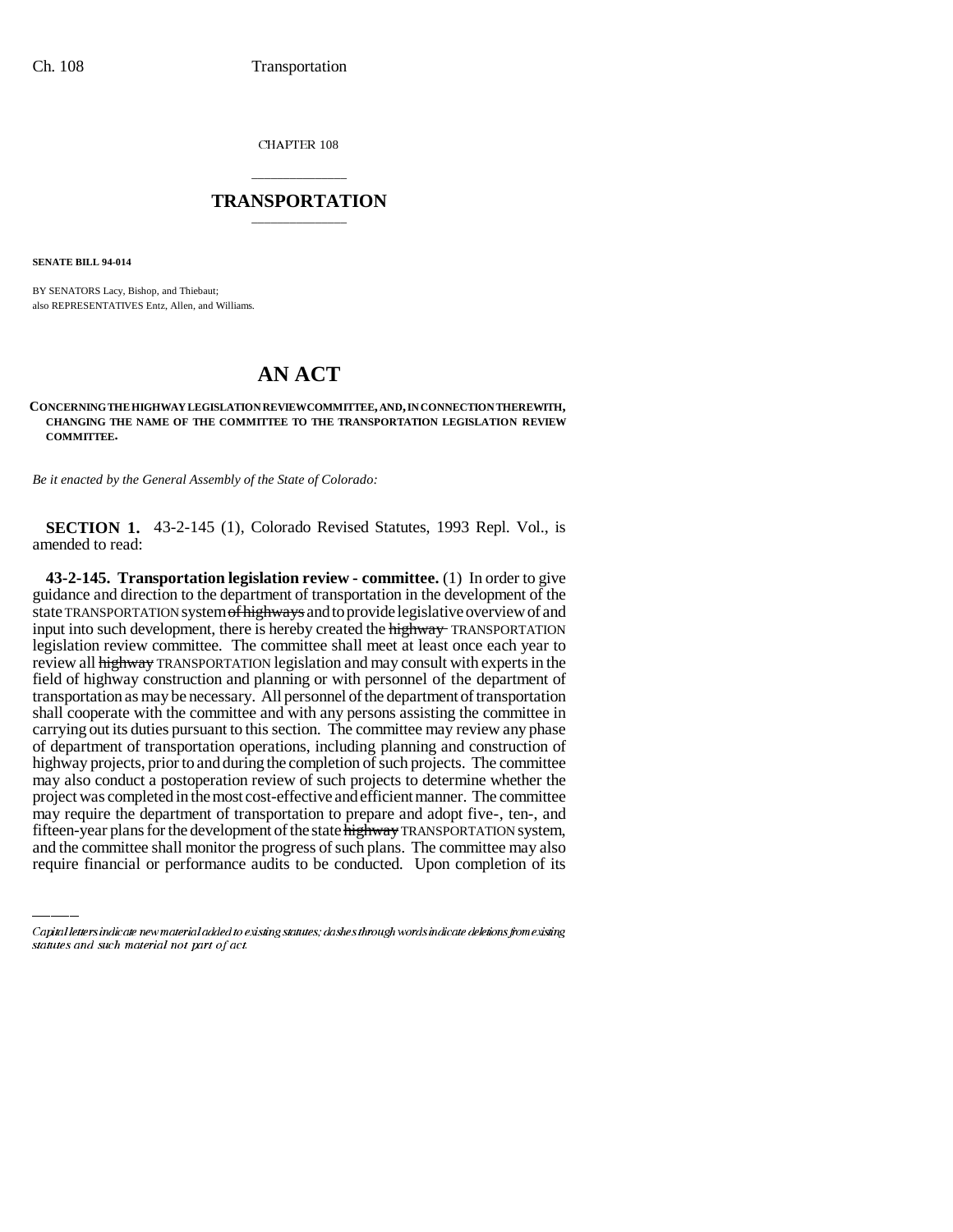CHAPTER 108

# TRANSPORTATION

**SENATE BILL 94-014**

BY SENATORS Lacy, Bishop, and Thiebaut;
also REPRESENTATIVES Entz, Allen, and Williams.

# AN ACT

**CONCERNING THE HIGHWAY LEGISLATION REVIEW COMMITTEE, AND, IN CONNECTION THEREWITH, CHANGING THE NAME OF THE COMMITTEE TO THE TRANSPORTATION LEGISLATION REVIEW COMMITTEE.**

*Be it enacted by the General Assembly of the State of Colorado:*

**SECTION 1.** 43-2-145 (1), Colorado Revised Statutes, 1993 Repl. Vol., is amended to read:

**43-2-145. Transportation legislation review - committee.** (1) In order to give guidance and direction to the department of transportation in the development of the state TRANSPORTATION system ~~of highways~~ and to provide legislative overview of and input into such development, there is hereby created the ~~highway~~ TRANSPORTATION legislation review committee. The committee shall meet at least once each year to review all ~~highway~~ TRANSPORTATION legislation and may consult with experts in the field of highway construction and planning or with personnel of the department of transportation as may be necessary. All personnel of the department of transportation shall cooperate with the committee and with any persons assisting the committee in carrying out its duties pursuant to this section. The committee may review any phase of department of transportation operations, including planning and construction of highway projects, prior to and during the completion of such projects. The committee may also conduct a postoperation review of such projects to determine whether the project was completed in the most cost-effective and efficient manner. The committee may require the department of transportation to prepare and adopt five-, ten-, and fifteen-year plans for the development of the state ~~highway~~ TRANSPORTATION system, and the committee shall monitor the progress of such plans. The committee may also require financial or performance audits to be conducted. Upon completion of its

*Capital letters indicate new material added to existing statutes; dashes through words indicate deletions from existing statutes and such material not part of act.*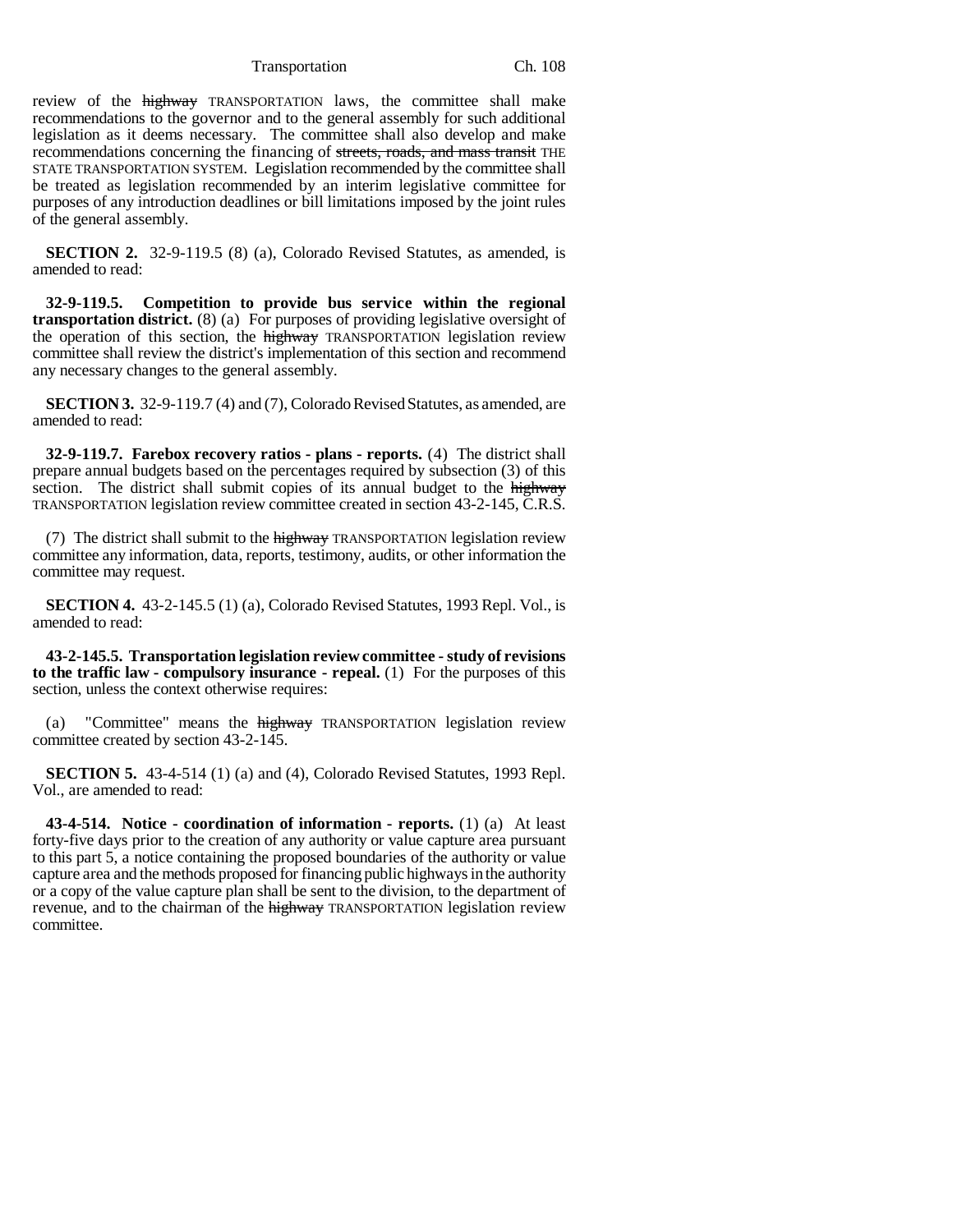review of the ~~highway~~ TRANSPORTATION laws, the committee shall make recommendations to the governor and to the general assembly for such additional legislation as it deems necessary. The committee shall also develop and make recommendations concerning the financing of ~~streets, roads, and mass transit~~ THE STATE TRANSPORTATION SYSTEM. Legislation recommended by the committee shall be treated as legislation recommended by an interim legislative committee for purposes of any introduction deadlines or bill limitations imposed by the joint rules of the general assembly.

**SECTION 2.** 32-9-119.5 (8) (a), Colorado Revised Statutes, as amended, is amended to read:

**32-9-119.5. Competition to provide bus service within the regional transportation district.** (8) (a) For purposes of providing legislative oversight of the operation of this section, the ~~highway~~ TRANSPORTATION legislation review committee shall review the district's implementation of this section and recommend any necessary changes to the general assembly.

**SECTION 3.** 32-9-119.7 (4) and (7), Colorado Revised Statutes, as amended, are amended to read:

**32-9-119.7. Farebox recovery ratios - plans - reports.** (4) The district shall prepare annual budgets based on the percentages required by subsection (3) of this section. The district shall submit copies of its annual budget to the ~~highway~~ TRANSPORTATION legislation review committee created in section 43-2-145, C.R.S.

(7) The district shall submit to the ~~highway~~ TRANSPORTATION legislation review committee any information, data, reports, testimony, audits, or other information the committee may request.

**SECTION 4.** 43-2-145.5 (1) (a), Colorado Revised Statutes, 1993 Repl. Vol., is amended to read:

**43-2-145.5. Transportation legislation review committee - study of revisions to the traffic law - compulsory insurance - repeal.** (1) For the purposes of this section, unless the context otherwise requires:

(a) "Committee" means the ~~highway~~ TRANSPORTATION legislation review committee created by section 43-2-145.

**SECTION 5.** 43-4-514 (1) (a) and (4), Colorado Revised Statutes, 1993 Repl. Vol., are amended to read:

**43-4-514. Notice - coordination of information - reports.** (1) (a) At least forty-five days prior to the creation of any authority or value capture area pursuant to this part 5, a notice containing the proposed boundaries of the authority or value capture area and the methods proposed for financing public highways in the authority or a copy of the value capture plan shall be sent to the division, to the department of revenue, and to the chairman of the ~~highway~~ TRANSPORTATION legislation review committee.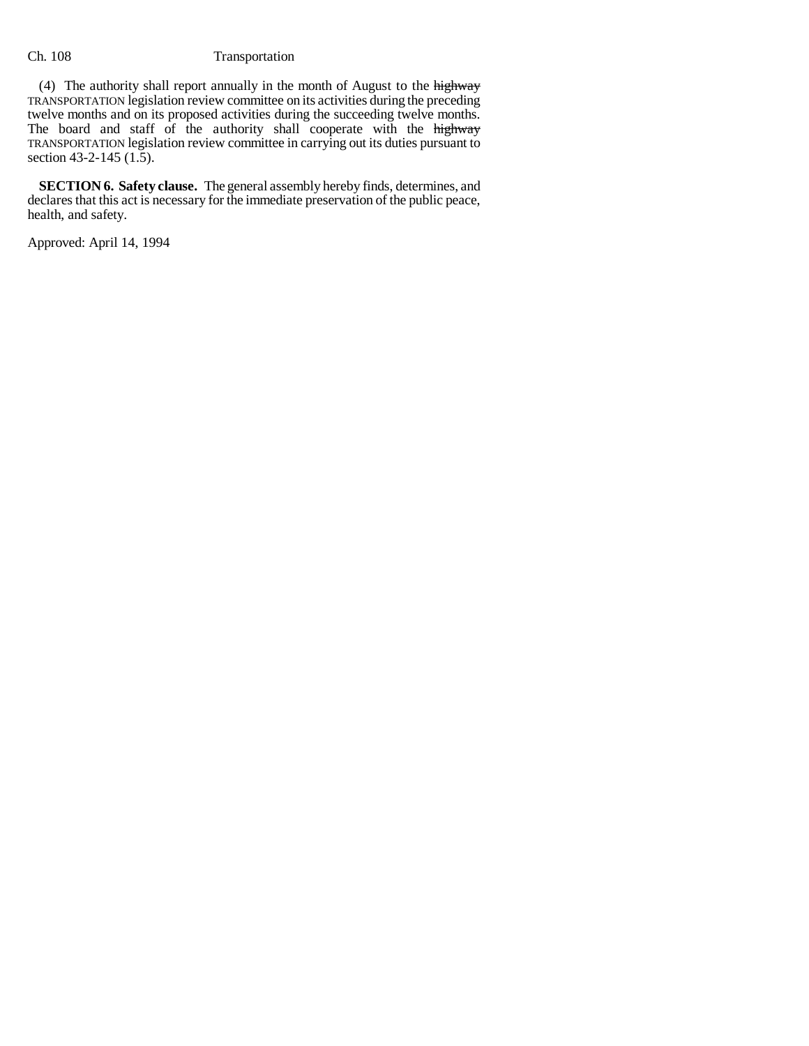(4) The authority shall report annually in the month of August to the ~~highway~~ TRANSPORTATION legislation review committee on its activities during the preceding twelve months and on its proposed activities during the succeeding twelve months. The board and staff of the authority shall cooperate with the ~~highway~~ TRANSPORTATION legislation review committee in carrying out its duties pursuant to section 43-2-145 (1.5).

**SECTION 6. Safety clause.** The general assembly hereby finds, determines, and declares that this act is necessary for the immediate preservation of the public peace, health, and safety.

Approved: April 14, 1994